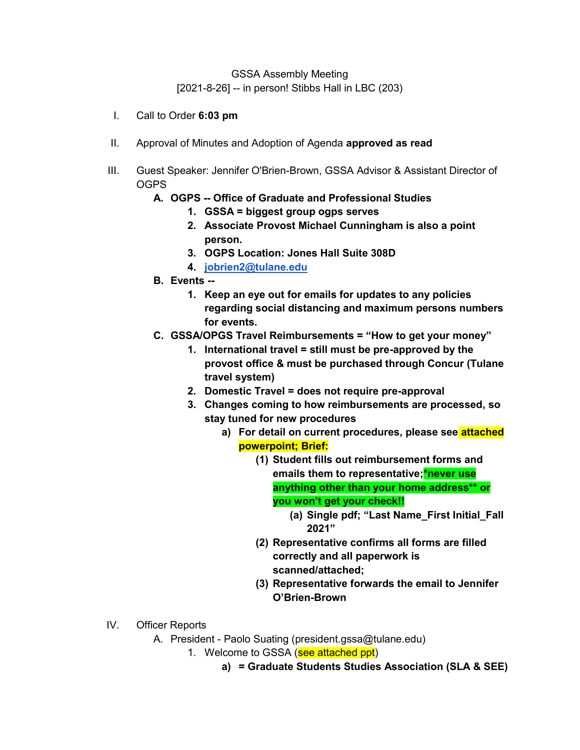GSSA Assembly Meeting
[2021-8-26] -- in person! Stibbs Hall in LBC (203)

I. Call to Order **6:03 pm**

II. Approval of Minutes and Adoption of Agenda **approved as read**

III. Guest Speaker: Jennifer O'Brien-Brown, GSSA Advisor & Assistant Director of OGPS
   - **A. OGPS -- Office of Graduate and Professional Studies**
     1. **GSSA = biggest group ogps serves**
     2. **Associate Provost Michael Cunningham is also a point person.**
     3. **OGPS Location: Jones Hall Suite 308D**
     4. **[jobrien2@tulane.edu](mailto:jobrien2@tulane.edu)**
   - **B. Events --**
     1. **Keep an eye out for emails for updates to any policies regarding social distancing and maximum persons numbers for events.**
   - **C. GSSA/OPGS Travel Reimbursements = "How to get your money"**
     1. **International travel = still must be pre-approved by the provost office & must be purchased through Concur (Tulane travel system)**
     2. **Domestic Travel = does not require pre-approval**
     3. **Changes coming to how reimbursements are processed, so stay tuned for new procedures**
        - **a) For detail on current procedures, please see attached powerpoint; Brief:**
          - **(1) Student fills out reimbursement forms and emails them to representative;*never use anything other than your home address** or you won't get your check!!**
            - **(a) Single pdf; "Last Name_First Initial_Fall 2021"**
          - **(2) Representative confirms all forms are filled correctly and all paperwork is scanned/attached;**
          - **(3) Representative forwards the email to Jennifer O'Brien-Brown**

IV. Officer Reports
   - A. President - Paolo Suating (president.gssa@tulane.edu)
     1. Welcome to GSSA (see attached ppt)
        - **a) = Graduate Students Studies Association (SLA & SEE)**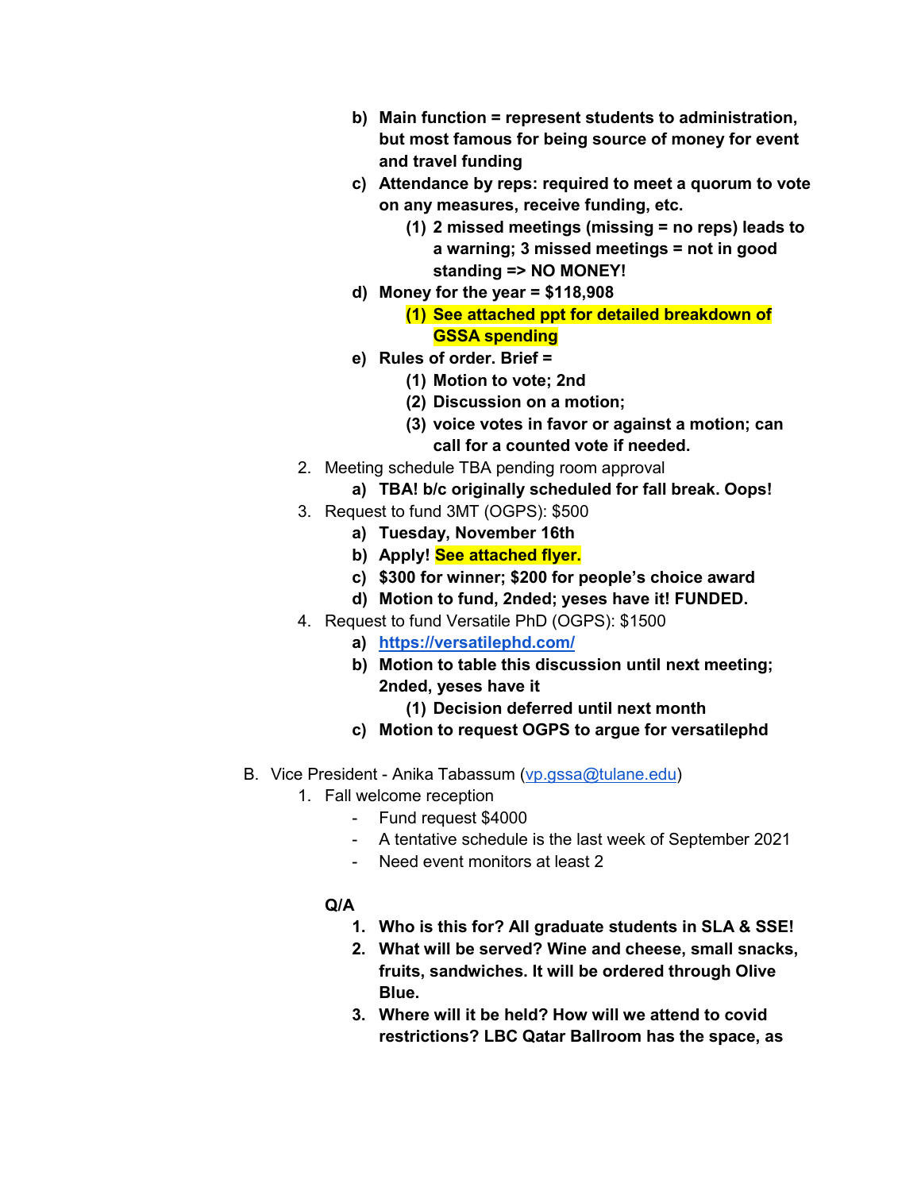b) **Main function = represent students to administration, but most famous for being source of money for event and travel funding**
  c) **Attendance by reps: required to meet a quorum to vote on any measures, receive funding, etc.**
    (1) **2 missed meetings (missing = no reps) leads to a warning; 3 missed meetings = not in good standing => NO MONEY!**
  d) **Money for the year = $118,908**
    (1) **See attached ppt for detailed breakdown of GSSA spending**
  e) **Rules of order. Brief =**
    (1) **Motion to vote; 2nd**
    (2) **Discussion on a motion;**
    (3) **voice votes in favor or against a motion; can call for a counted vote if needed.**

2. Meeting schedule TBA pending room approval
   a) **TBA! b/c originally scheduled for fall break. Oops!**
3. Request to fund 3MT (OGPS): $500
   a) **Tuesday, November 16th**
   b) **Apply! See attached flyer.**
   c) **$300 for winner; $200 for people's choice award**
   d) **Motion to fund, 2nded; yeses have it! FUNDED.**
4. Request to fund Versatile PhD (OGPS): $1500
   a) **https://versatilephd.com/**
   b) **Motion to table this discussion until next meeting; 2nded, yeses have it**
     (1) **Decision deferred until next month**
   c) **Motion to request OGPS to argue for versatilephd**

B. Vice President - Anika Tabassum (vp.gssa@tulane.edu)

1. Fall welcome reception
   - Fund request $4000
   - A tentative schedule is the last week of September 2021
   - Need event monitors at least 2

**Q/A**

1. **Who is this for? All graduate students in SLA & SSE!**
2. **What will be served? Wine and cheese, small snacks, fruits, sandwiches. It will be ordered through Olive Blue.**
3. **Where will it be held? How will we attend to covid restrictions? LBC Qatar Ballroom has the space, as**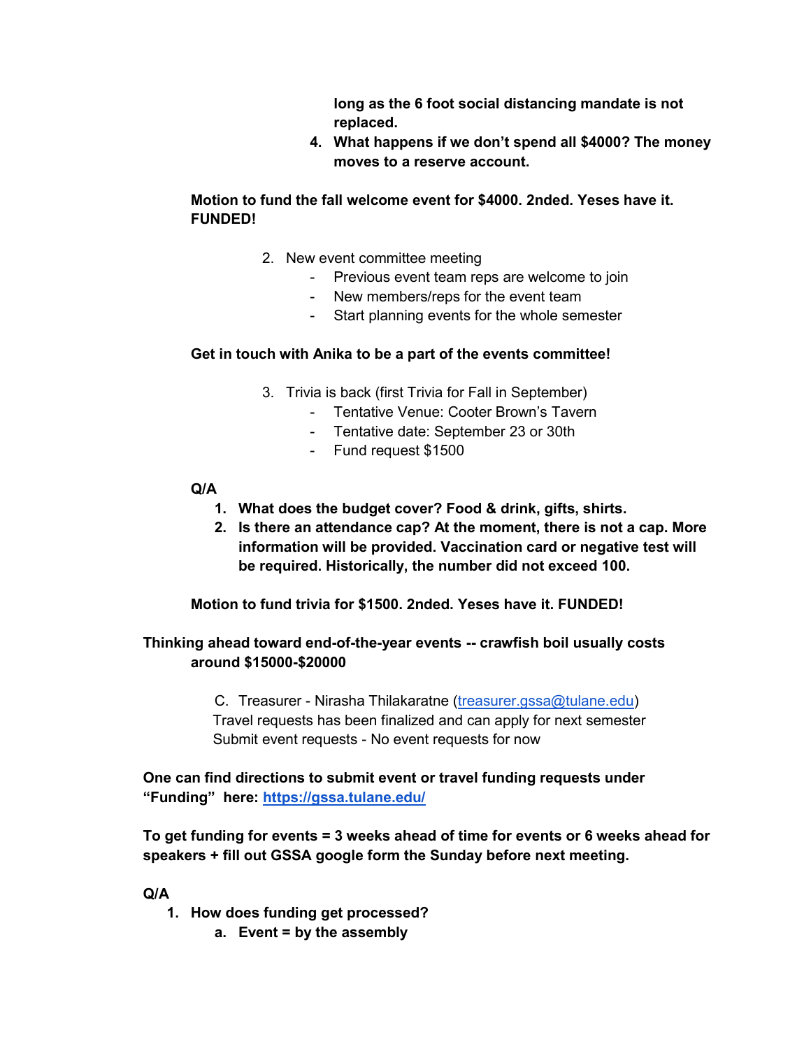long as the 6 foot social distancing mandate is not replaced.

4. **What happens if we don't spend all $4000? The money moves to a reserve account.**

**Motion to fund the fall welcome event for $4000. 2nded. Yeses have it. FUNDED!**

2. New event committee meeting
    - Previous event team reps are welcome to join
    - New members/reps for the event team
    - Start planning events for the whole semester

**Get in touch with Anika to be a part of the events committee!**

3. Trivia is back (first Trivia for Fall in September)
    - Tentative Venue: Cooter Brown's Tavern
    - Tentative date: September 23 or 30th
    - Fund request $1500

**Q/A**

1. **What does the budget cover? Food & drink, gifts, shirts.**
2. **Is there an attendance cap? At the moment, there is not a cap. More information will be provided. Vaccination card or negative test will be required. Historically, the number did not exceed 100.**

**Motion to fund trivia for $1500. 2nded. Yeses have it. FUNDED!**

**Thinking ahead toward end-of-the-year events -- crawfish boil usually costs around $15000-$20000**

C. Treasurer - Nirasha Thilakaratne (treasurer.gssa@tulane.edu)
Travel requests has been finalized and can apply for next semester
Submit event requests - No event requests for now

**One can find directions to submit event or travel funding requests under "Funding" here: [https://gssa.tulane.edu/](https://gssa.tulane.edu/)**

**To get funding for events = 3 weeks ahead of time for events or 6 weeks ahead for speakers + fill out GSSA google form the Sunday before next meeting.**

**Q/A**

1. **How does funding get processed?**
    a. **Event = by the assembly**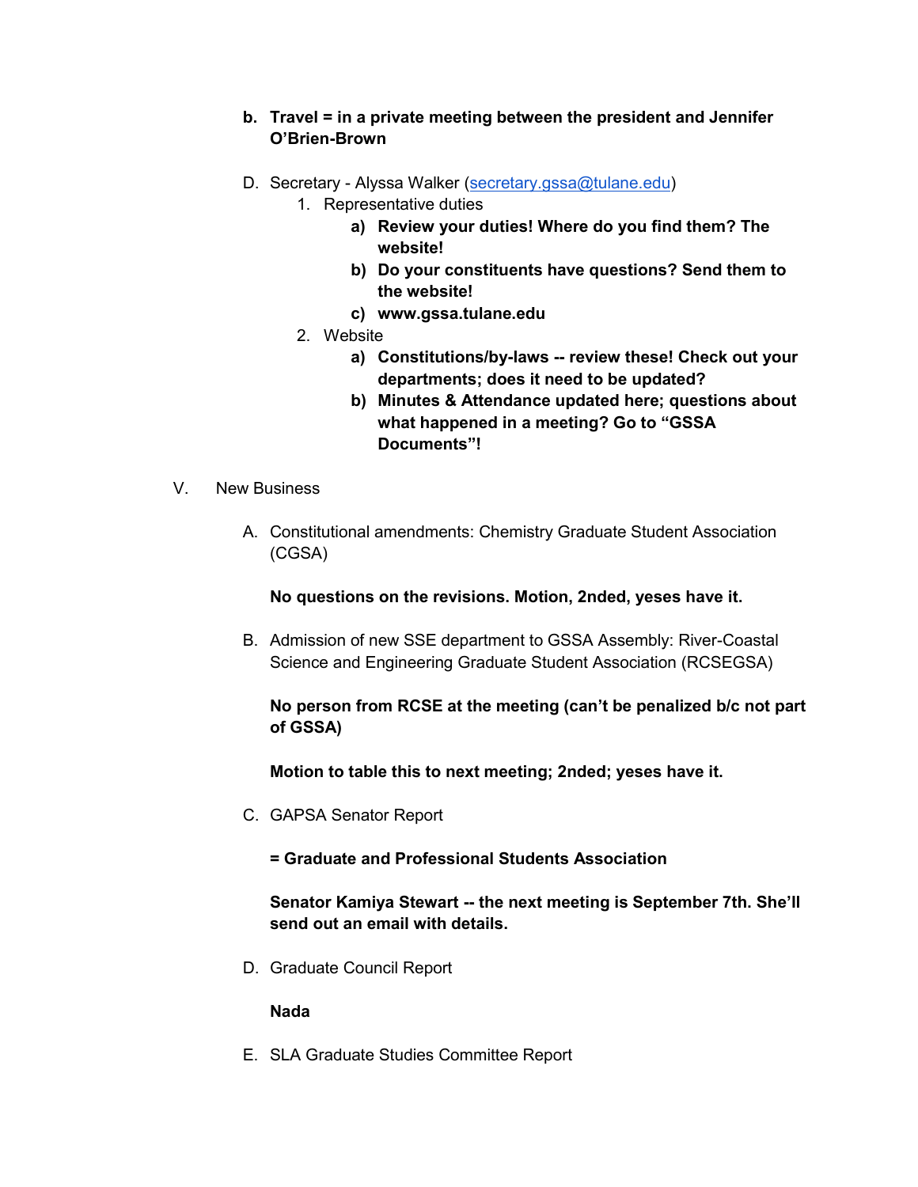b. **Travel = in a private meeting between the president and Jennifer O'Brien-Brown**

D. Secretary - Alyssa Walker (secretary.gssa@tulane.edu)

1. Representative duties
    a) **Review your duties! Where do you find them? The website!**
    b) **Do your constituents have questions? Send them to the website!**
    c) **www.gssa.tulane.edu**
2. Website
    a) **Constitutions/by-laws -- review these! Check out your departments; does it need to be updated?**
    b) **Minutes & Attendance updated here; questions about what happened in a meeting? Go to "GSSA Documents"!**

V. New Business

A. Constitutional amendments: Chemistry Graduate Student Association (CGSA)

**No questions on the revisions. Motion, 2nded, yeses have it.**

B. Admission of new SSE department to GSSA Assembly: River-Coastal Science and Engineering Graduate Student Association (RCSEGSA)

**No person from RCSE at the meeting (can't be penalized b/c not part of GSSA)**

**Motion to table this to next meeting; 2nded; yeses have it.**

C. GAPSA Senator Report

**= Graduate and Professional Students Association**

**Senator Kamiya Stewart -- the next meeting is September 7th. She'll send out an email with details.**

D. Graduate Council Report

**Nada**

E. SLA Graduate Studies Committee Report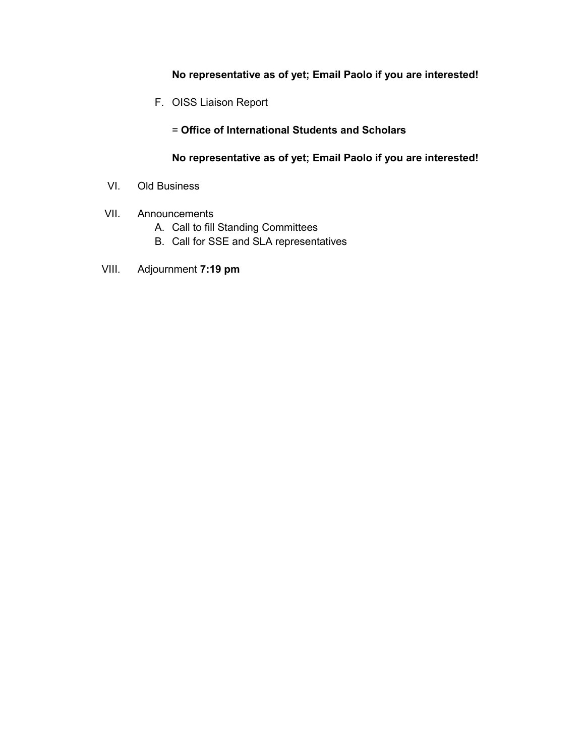**No representative as of yet; Email Paolo if you are interested!**

F. OISS Liaison Report

= **Office of International Students and Scholars**

**No representative as of yet; Email Paolo if you are interested!**

VI. Old Business

VII. Announcements

A. Call to fill Standing Committees
B. Call for SSE and SLA representatives

VIII. Adjournment **7:19 pm**